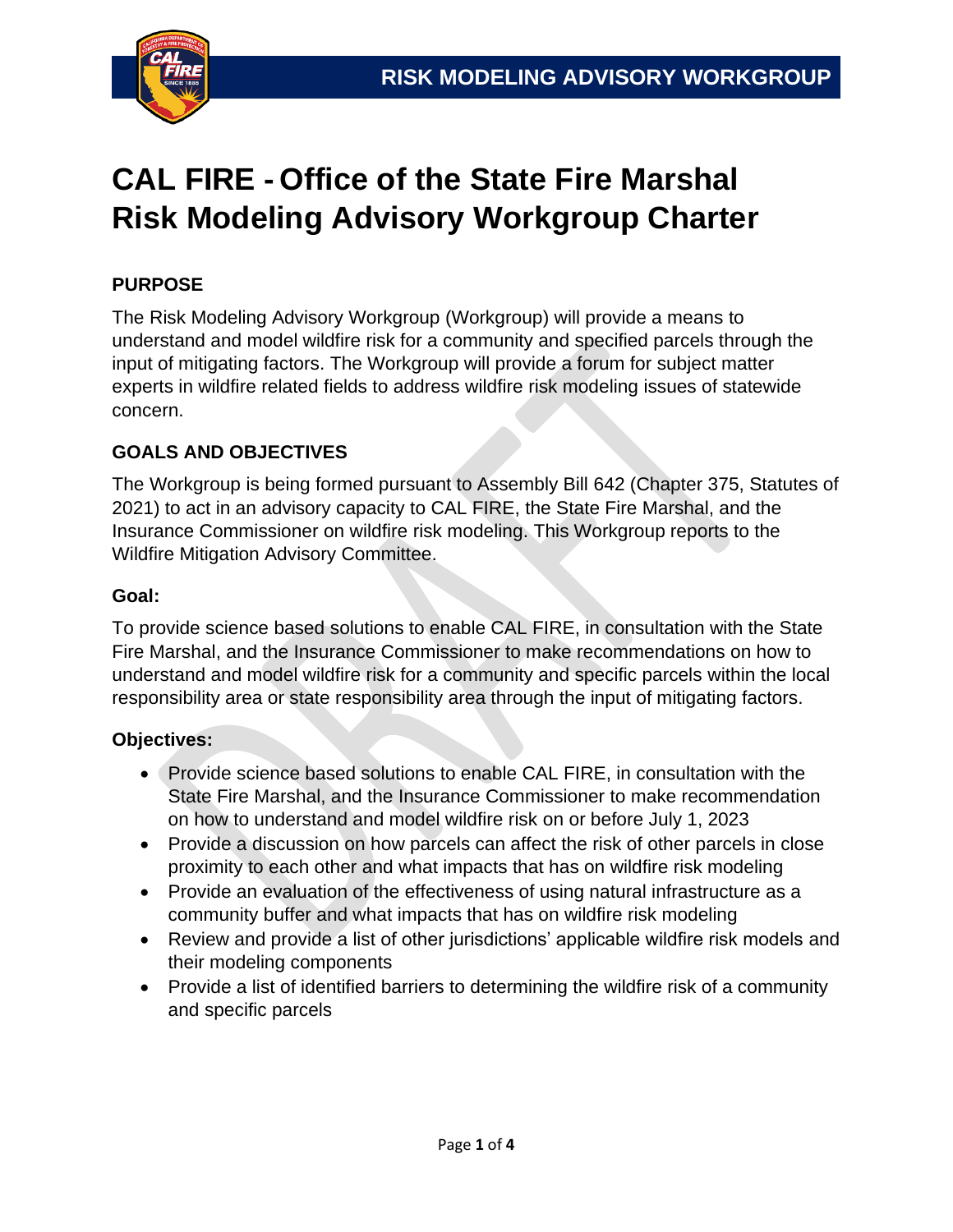# CAL FIRE - Office of the State Fire Marshal Risk Modeling Advisory Workgroup Charter

## PURPOSE

The Risk Modeling Advisory Workgroup (Workgroup) will provide a means to understand and model wildfire risk for a community and specified parcels through the input of mitigating factors. The Workgroup will provide a forum for subject matter experts in wildfire related fields to address wildfire risk modeling issues of statewide concern.

## GOALS AND OBJECTIVES

The Workgroup is being formed pursuant to Assembly Bill 642 (Chapter 375, Statutes of 2021) to act in an advisory capacity to CAL FIRE, the State Fire Marshal, and the Insurance Commissioner on wildfire risk modeling. This Workgroup reports to the Wildfire Mitigation Advisory Committee.

### Goal:

To provide science based solutions to enable CAL FIRE, in consultation with the State Fire Marshal, and the Insurance Commissioner to make recommendations on how to understand and model wildfire risk for a community and specific parcels within the local responsibility area or state responsibility area through the input of mitigating factors.

### Objectives:

- Provide science based solutions to enable CAL FIRE, in consultation with the State Fire Marshal, and the Insurance Commissioner to make recommendation on how to understand and model wildfire risk on or before July 1, 2023
- Provide a discussion on how parcels can affect the risk of other parcels in close proximity to each other and what impacts that has on wildfire risk modeling
- Provide an evaluation of the effectiveness of using natural infrastructure as a community buffer and what impacts that has on wildfire risk modeling
- Review and provide a list of other jurisdictions' applicable wildfire risk models and their modeling components
- Provide a list of identified barriers to determining the wildfire risk of a community and specific parcels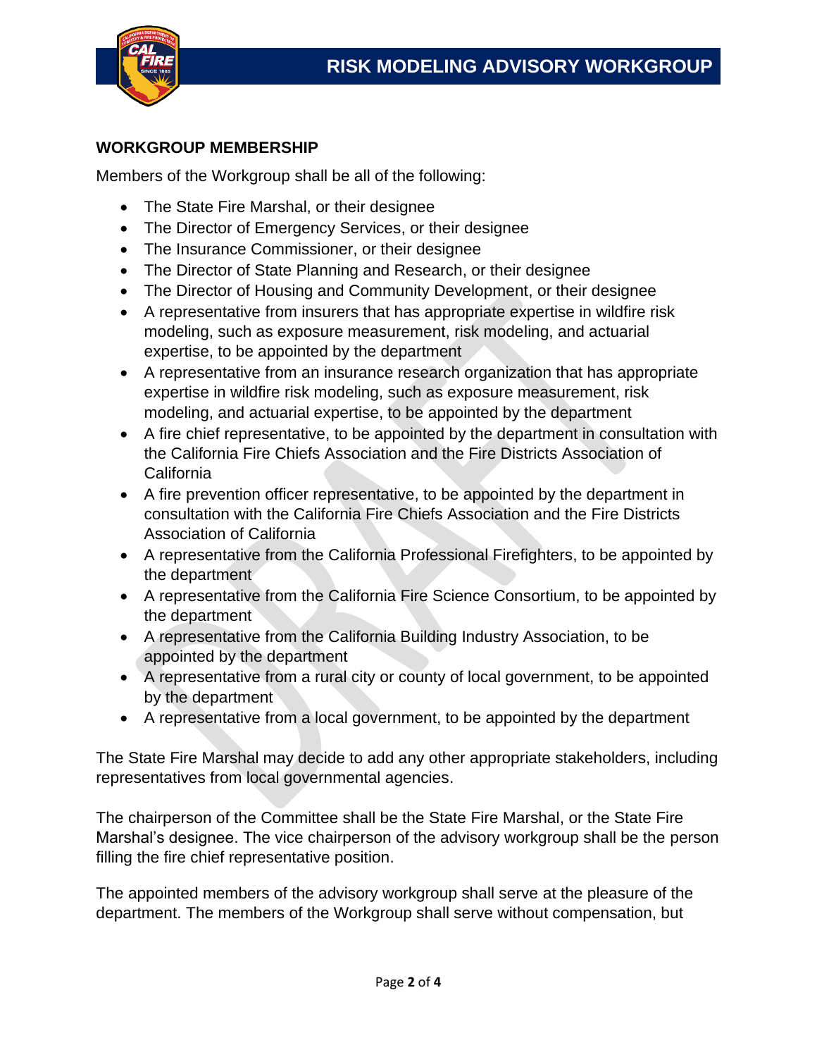## WORKGROUP MEMBERSHIP

Members of the Workgroup shall be all of the following:

- The State Fire Marshal, or their designee
- The Director of Emergency Services, or their designee
- The Insurance Commissioner, or their designee
- The Director of State Planning and Research, or their designee
- The Director of Housing and Community Development, or their designee
- A representative from insurers that has appropriate expertise in wildfire risk modeling, such as exposure measurement, risk modeling, and actuarial expertise, to be appointed by the department
- A representative from an insurance research organization that has appropriate expertise in wildfire risk modeling, such as exposure measurement, risk modeling, and actuarial expertise, to be appointed by the department
- A fire chief representative, to be appointed by the department in consultation with the California Fire Chiefs Association and the Fire Districts Association of California
- A fire prevention officer representative, to be appointed by the department in consultation with the California Fire Chiefs Association and the Fire Districts Association of California
- A representative from the California Professional Firefighters, to be appointed by the department
- A representative from the California Fire Science Consortium, to be appointed by the department
- A representative from the California Building Industry Association, to be appointed by the department
- A representative from a rural city or county of local government, to be appointed by the department
- A representative from a local government, to be appointed by the department

The State Fire Marshal may decide to add any other appropriate stakeholders, including representatives from local governmental agencies.

The chairperson of the Committee shall be the State Fire Marshal, or the State Fire Marshal's designee. The vice chairperson of the advisory workgroup shall be the person filling the fire chief representative position.

The appointed members of the advisory workgroup shall serve at the pleasure of the department. The members of the Workgroup shall serve without compensation, but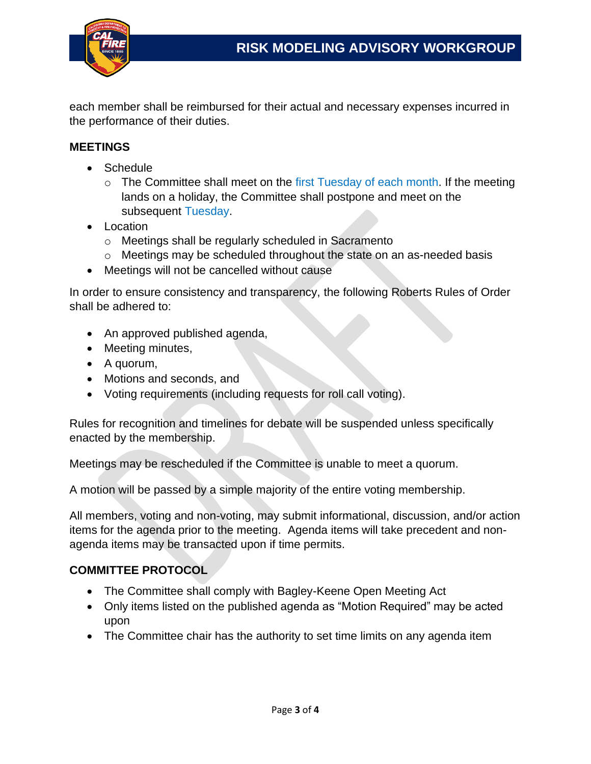each member shall be reimbursed for their actual and necessary expenses incurred in the performance of their duties.

## MEETINGS

- Schedule
  - The Committee shall meet on the first Tuesday of each month. If the meeting lands on a holiday, the Committee shall postpone and meet on the subsequent Tuesday.
- Location
  - Meetings shall be regularly scheduled in Sacramento
  - Meetings may be scheduled throughout the state on an as-needed basis
- Meetings will not be cancelled without cause

In order to ensure consistency and transparency, the following Roberts Rules of Order shall be adhered to:

- An approved published agenda,
- Meeting minutes,
- A quorum,
- Motions and seconds, and
- Voting requirements (including requests for roll call voting).

Rules for recognition and timelines for debate will be suspended unless specifically enacted by the membership.

Meetings may be rescheduled if the Committee is unable to meet a quorum.

A motion will be passed by a simple majority of the entire voting membership.

All members, voting and non-voting, may submit informational, discussion, and/or action items for the agenda prior to the meeting. Agenda items will take precedent and non-agenda items may be transacted upon if time permits.

## COMMITTEE PROTOCOL

- The Committee shall comply with Bagley-Keene Open Meeting Act
- Only items listed on the published agenda as "Motion Required" may be acted upon
- The Committee chair has the authority to set time limits on any agenda item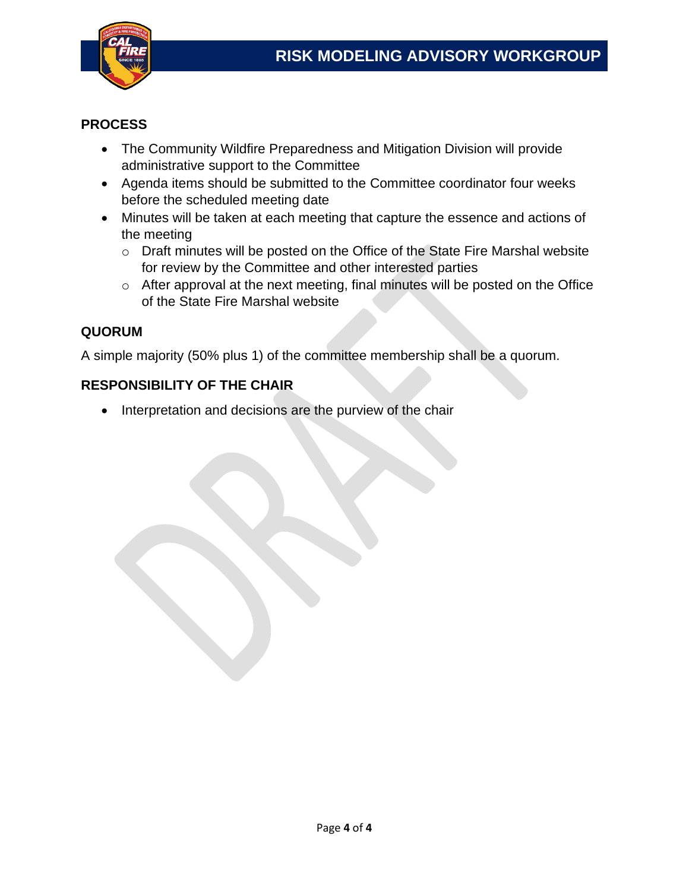## PROCESS

- The Community Wildfire Preparedness and Mitigation Division will provide administrative support to the Committee
- Agenda items should be submitted to the Committee coordinator four weeks before the scheduled meeting date
- Minutes will be taken at each meeting that capture the essence and actions of the meeting
  - Draft minutes will be posted on the Office of the State Fire Marshal website for review by the Committee and other interested parties
  - After approval at the next meeting, final minutes will be posted on the Office of the State Fire Marshal website

## QUORUM

A simple majority (50% plus 1) of the committee membership shall be a quorum.

## RESPONSIBILITY OF THE CHAIR

- Interpretation and decisions are the purview of the chair